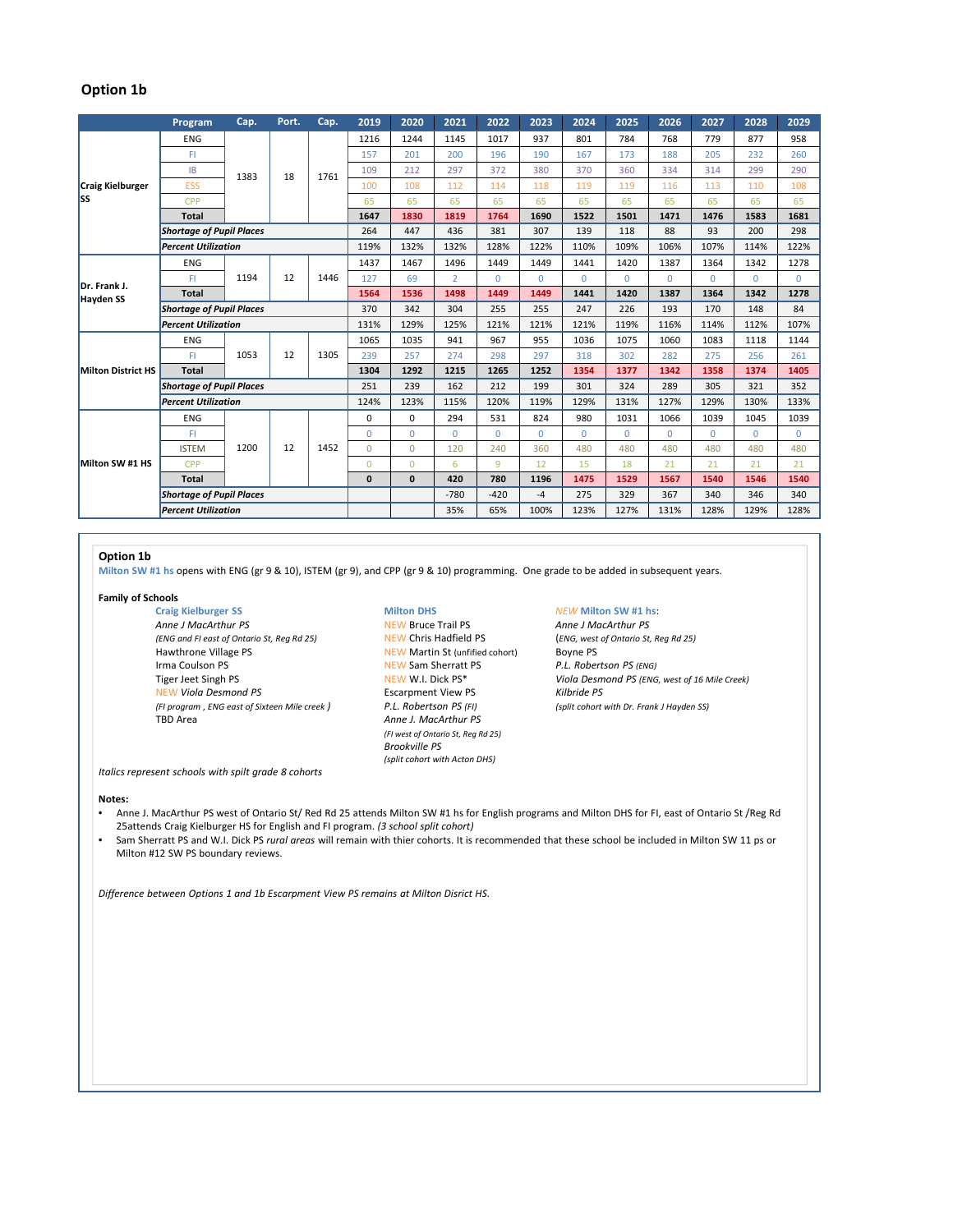## Option 1b

| | Program | Cap. | Port. | Cap. | 2019 | 2020 | 2021 | 2022 | 2023 | 2024 | 2025 | 2026 | 2027 | 2028 | 2029 |
|---|---|---|---|---|---|---|---|---|---|---|---|---|---|---|---|
| Craig Kielburger SS | ENG | 1383 | 18 | 1761 | 1216 | 1244 | 1145 | 1017 | 937 | 801 | 784 | 768 | 779 | 877 | 958 |
| | FI | | | | 157 | 201 | 200 | 196 | 190 | 167 | 173 | 188 | 205 | 232 | 260 |
| | IB | | | | 109 | 212 | 297 | 372 | 380 | 370 | 360 | 334 | 314 | 299 | 290 |
| | ESS | | | | 100 | 108 | 112 | 114 | 118 | 119 | 119 | 116 | 113 | 110 | 108 |
| | CPP | | | | 65 | 65 | 65 | 65 | 65 | 65 | 65 | 65 | 65 | 65 | 65 |
| | **Total** | | | | **1647** | **1830** | **1819** | **1764** | **1690** | **1522** | **1501** | **1471** | **1476** | **1583** | **1681** |
| | ***Shortage of Pupil Places*** | | | | 264 | 447 | 436 | 381 | 307 | 139 | 118 | 88 | 93 | 200 | 298 |
| | ***Percent Utilization*** | | | | 119% | 132% | 132% | 128% | 122% | 110% | 109% | 106% | 107% | 114% | 122% |
| Dr. Frank J. Hayden SS | ENG | 1194 | 12 | 1446 | 1437 | 1467 | 1496 | 1449 | 1449 | 1441 | 1420 | 1387 | 1364 | 1342 | 1278 |
| | FI | | | | 127 | 69 | 2 | 0 | 0 | 0 | 0 | 0 | 0 | 0 | 0 |
| | **Total** | | | | **1564** | **1536** | **1498** | **1449** | **1449** | **1441** | **1420** | **1387** | **1364** | **1342** | **1278** |
| | ***Shortage of Pupil Places*** | | | | 370 | 342 | 304 | 255 | 255 | 247 | 226 | 193 | 170 | 148 | 84 |
| | ***Percent Utilization*** | | | | 131% | 129% | 125% | 121% | 121% | 121% | 119% | 116% | 114% | 112% | 107% |
| Milton District HS | ENG | 1053 | 12 | 1305 | 1065 | 1035 | 941 | 967 | 955 | 1036 | 1075 | 1060 | 1083 | 1118 | 1144 |
| | FI | | | | 239 | 257 | 274 | 298 | 297 | 318 | 302 | 282 | 275 | 256 | 261 |
| | **Total** | | | | **1304** | **1292** | **1215** | **1265** | **1252** | **1354** | **1377** | **1342** | **1358** | **1374** | **1405** |
| | ***Shortage of Pupil Places*** | | | | 251 | 239 | 162 | 212 | 199 | 301 | 324 | 289 | 305 | 321 | 352 |
| | ***Percent Utilization*** | | | | 124% | 123% | 115% | 120% | 119% | 129% | 131% | 127% | 129% | 130% | 133% |
| Milton SW #1 HS | ENG | 1200 | 12 | 1452 | 0 | 0 | 294 | 531 | 824 | 980 | 1031 | 1066 | 1039 | 1045 | 1039 |
| | FI | | | | 0 | 0 | 0 | 0 | 0 | 0 | 0 | 0 | 0 | 0 | 0 |
| | ISTEM | | | | 0 | 0 | 120 | 240 | 360 | 480 | 480 | 480 | 480 | 480 | 480 |
| | CPP | | | | 0 | 0 | 6 | 9 | 12 | 15 | 18 | 21 | 21 | 21 | 21 |
| | **Total** | | | | **0** | **0** | **420** | **780** | **1196** | **1475** | **1529** | **1567** | **1540** | **1546** | **1540** |
| | ***Shortage of Pupil Places*** | | | | | | -780 | -420 | -4 | 275 | 329 | 367 | 340 | 346 | 340 |
| | ***Percent Utilization*** | | | | | | 35% | 65% | 100% | 123% | 127% | 131% | 128% | 129% | 128% |

### Option 1b

Milton SW #1 hs opens with ENG (gr 9 & 10), ISTEM (gr 9), and CPP (gr 9 & 10) programming. One grade to be added in subsequent years.

**Family of Schools**

**Craig Kielburger SS**
- *Anne J MacArthur PS*
- *(ENG and FI east of Ontario St, Reg Rd 25)*
- Hawthrone Village PS
- Irma Coulson PS
- Tiger Jeet Singh PS
- NEW *Viola Desmond PS*
- *(FI program , ENG east of Sixteen Mile creek )*
- TBD Area

**Milton DHS**
- NEW Bruce Trail PS
- NEW Chris Hadfield PS
- NEW Martin St (unfified cohort)
- NEW Sam Sherratt PS
- NEW W.I. Dick PS*
- Escarpment View PS
- *P.L. Robertson PS (FI)*
- *Anne J. MacArthur PS*
- *(FI west of Ontario St, Reg Rd 25)*
- *Brookville PS*
- *(split cohort with Acton DHS)*

**NEW Milton SW #1 hs:**
- *Anne J MacArthur PS*
- *(ENG, west of Ontario St, Reg Rd 25)*
- Boyne PS
- *P.L. Robertson PS (ENG)*
- *Viola Desmond PS (ENG, west of 16 Mile Creek)*
- *Kilbride PS*
- *(split cohort with Dr. Frank J Hayden SS)*

*Italics represent schools with spilt grade 8 cohorts*

**Notes:**
- Anne J. MacArthur PS west of Ontario St/ Red Rd 25 attends Milton SW #1 hs for English programs and Milton DHS for FI, east of Ontario St /Reg Rd 25attends Craig Kielburger HS for English and FI program. *(3 school split cohort)*
- Sam Sherratt PS and W.I. Dick PS *rural areas* will remain with thier cohorts. It is recommended that these school be included in Milton SW 11 ps or Milton #12 SW PS boundary reviews.

*Difference between Options 1 and 1b Escarpment View PS remains at Milton Disrict HS.*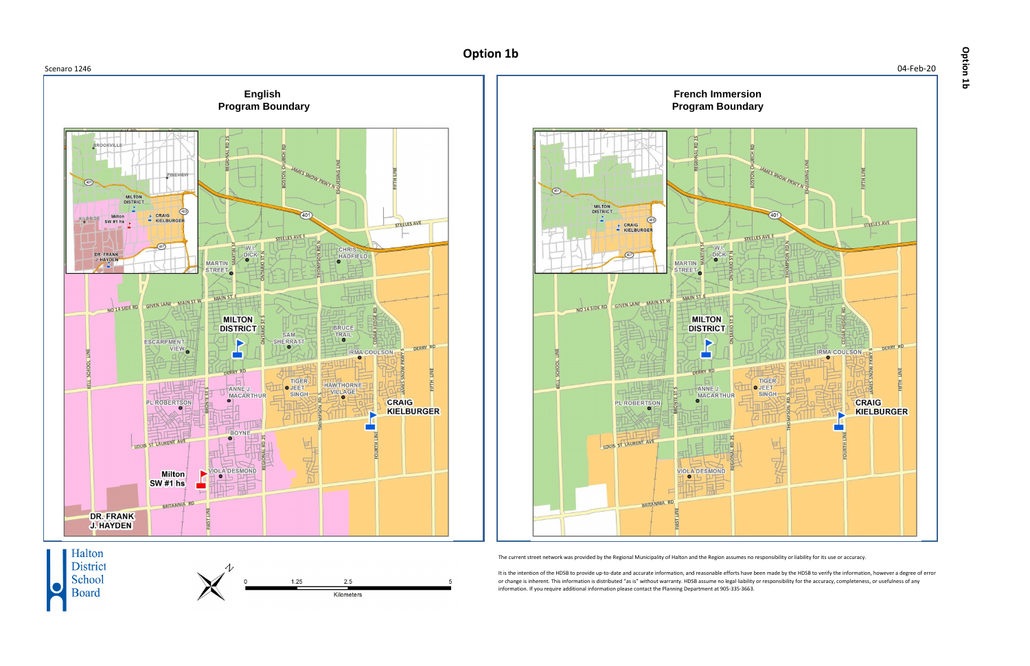# Option 1b

Scenaro 1246

04-Feb-20

Option 1b

## English Program Boundary

BROOKVILLE
PINEVIEW
MILTON DISTRICT
KILBRIDE
Milton SW #1 hs
CRAIG KIELBURGER
DR. FRANK J. HAYDEN
REGIONAL RD 25
BOSTON CHURCH RD
JAMES SNOW PKWY N
ESQUESING LINE
FIFTH LINE
STEELES AVE
STEELES AVE E
W.I. DICK
CHRIS HADFIELD
MARTIN STREET
MARTIN ST
ONTARIO ST N
THOMPSON RD N
NO 14 SIDE RD
GIVEN LANE
MAIN ST W
MAIN ST E
MILTON DISTRICT
ESCARPMENT VIEW
SAM SHERRATT
BRUCE TRAIL
CEDAR HEDGE RD
IRMA COULSON
DERRY RD
BELL SCHOOL LINE
ANNE J. MACARTHUR
TIGER JEET SINGH
HAWTHORNE VILLAGE
JAMES SNOW PKWY S
CRAIG KIELBURGER
PL ROBERTSON
BRONTE ST S
THOMPSON RD S
FOURTH LINE
BOYNE
LOUIS ST LAURENT AVE
Milton SW #1 hs
VIOLA DESMOND
BRITANNIA RD
FIRST LINE
DR. FRANK J. HAYDEN

## French Immersion Program Boundary

MILTON DISTRICT
CRAIG KIELBURGER
REGIONAL RD 25
BOSTON CHURCH RD
JAMES SNOW PKWY N
ESQUESING LINE
FIFTH LINE
STEELES AVE
STEELES AVE E
W.I. DICK
MARTIN STREET
MARTIN ST
ONTARIO ST N
THOMPSON RD N
NO 14 SIDE RD
GIVEN LANE
MAIN ST W
MAIN ST E
MILTON DISTRICT
CEDAR HEDGE RD
IRMA COULSON
DERRY RD
BELL SCHOOL LINE
ANNE J. MACARTHUR
TIGER JEET SINGH
JAMES SNOW PKWY S
CRAIG KIELBURGER
PL ROBERTSON
BRONTE ST S
THOMPSON RD S
FOURTH LINE
LOUIS ST LAURENT AVE
VIOLA DESMOND
BRITANNIA RD
FIRST LINE

Halton District School Board

0 1.25 2.5 5
Kilometers

The current street network was provided by the Regional Municipality of Halton and the Region assumes no responsibility or liability for its use or accuracy.

It is the intention of the HDSB to provide up-to-date and accurate information, and reasonable efforts have been made by the HDSB to verify the information, however a degree of error or change is inherent. This information is distributed "as is" without warranty. HDSB assume no legal liability or responsibility for the accuracy, completeness, or usefulness of any information. If you require additional information please contact the Planning Department at 905-335-3663.